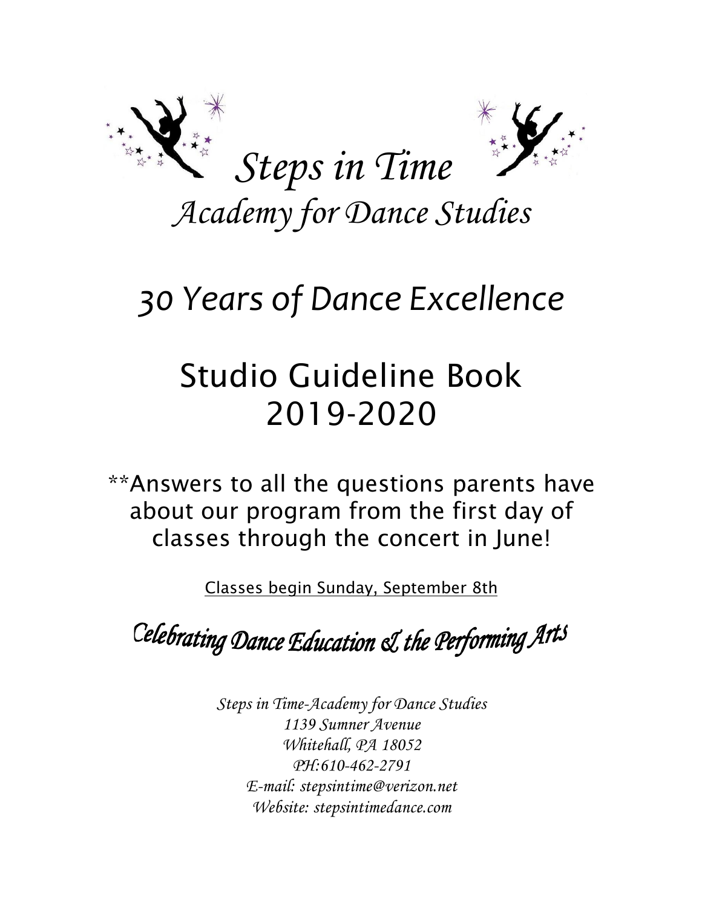# *Steps in Time*

## *Academy for Dance Studies*

## *30 Years of Dance Excellence*

# Studio Guideline Book 2019-2020

**Answers to all the questions parents have about our program from the first day of classes through the concert in June!

Classes begin Sunday, September 8th

*Celebrating Dance Education & the Performing Arts*

*Steps in Time-Academy for Dance Studies*
*1139 Sumner Avenue*
*Whitehall, PA 18052*
*PH:610-462-2791*
*E-mail: stepsintime@verizon.net*
*Website: stepsintimedance.com*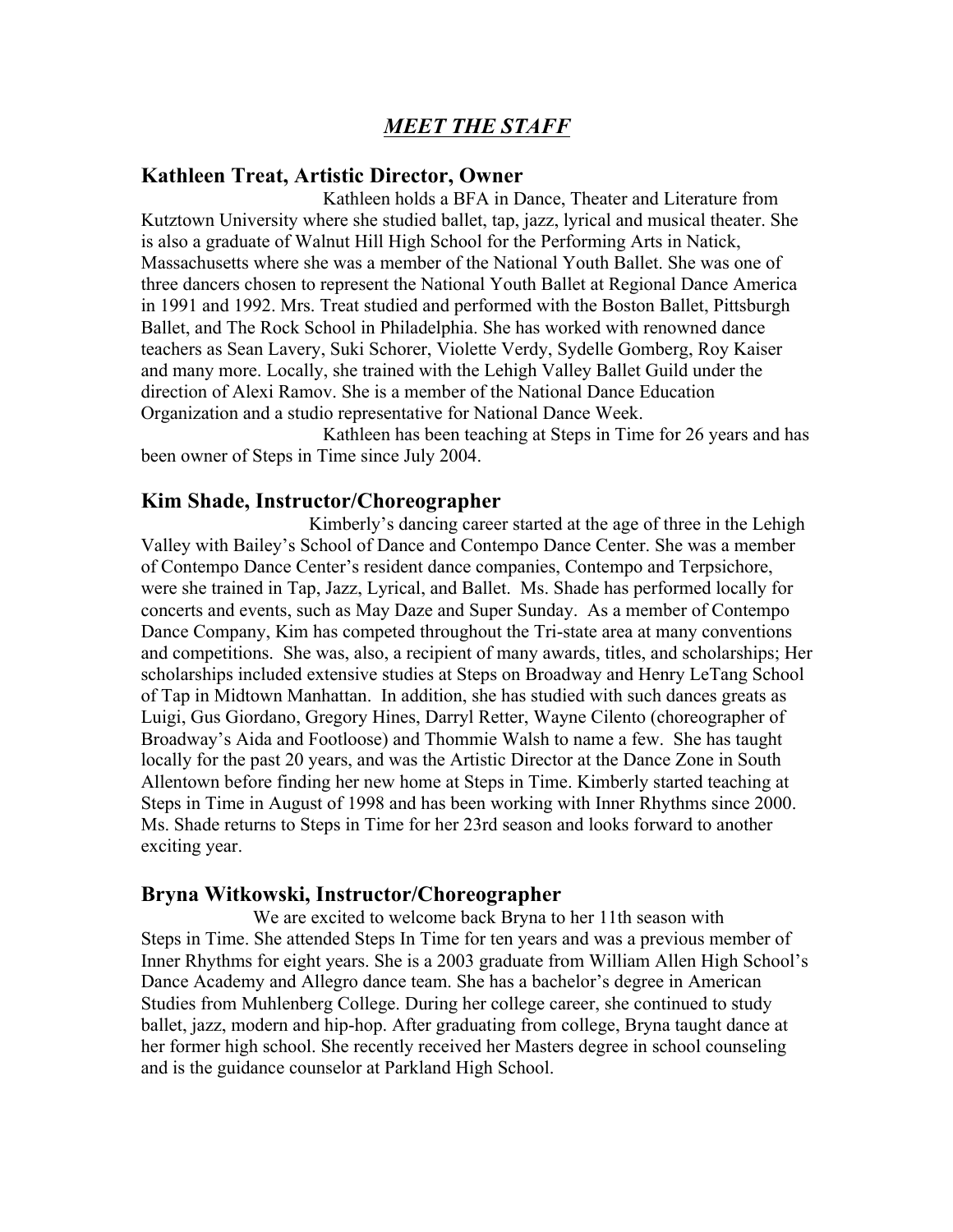# *MEET THE STAFF*

## Kathleen Treat, Artistic Director, Owner

Kathleen holds a BFA in Dance, Theater and Literature from Kutztown University where she studied ballet, tap, jazz, lyrical and musical theater. She is also a graduate of Walnut Hill High School for the Performing Arts in Natick, Massachusetts where she was a member of the National Youth Ballet. She was one of three dancers chosen to represent the National Youth Ballet at Regional Dance America in 1991 and 1992. Mrs. Treat studied and performed with the Boston Ballet, Pittsburgh Ballet, and The Rock School in Philadelphia. She has worked with renowned dance teachers as Sean Lavery, Suki Schorer, Violette Verdy, Sydelle Gomberg, Roy Kaiser and many more. Locally, she trained with the Lehigh Valley Ballet Guild under the direction of Alexi Ramov. She is a member of the National Dance Education Organization and a studio representative for National Dance Week.

Kathleen has been teaching at Steps in Time for 26 years and has been owner of Steps in Time since July 2004.

## Kim Shade, Instructor/Choreographer

Kimberly's dancing career started at the age of three in the Lehigh Valley with Bailey's School of Dance and Contempo Dance Center. She was a member of Contempo Dance Center's resident dance companies, Contempo and Terpsichore, were she trained in Tap, Jazz, Lyrical, and Ballet. Ms. Shade has performed locally for concerts and events, such as May Daze and Super Sunday. As a member of Contempo Dance Company, Kim has competed throughout the Tri-state area at many conventions and competitions. She was, also, a recipient of many awards, titles, and scholarships; Her scholarships included extensive studies at Steps on Broadway and Henry LeTang School of Tap in Midtown Manhattan. In addition, she has studied with such dances greats as Luigi, Gus Giordano, Gregory Hines, Darryl Retter, Wayne Cilento (choreographer of Broadway's Aida and Footloose) and Thommie Walsh to name a few. She has taught locally for the past 20 years, and was the Artistic Director at the Dance Zone in South Allentown before finding her new home at Steps in Time. Kimberly started teaching at Steps in Time in August of 1998 and has been working with Inner Rhythms since 2000. Ms. Shade returns to Steps in Time for her 23rd season and looks forward to another exciting year.

## Bryna Witkowski, Instructor/Choreographer

We are excited to welcome back Bryna to her 11th season with Steps in Time. She attended Steps In Time for ten years and was a previous member of Inner Rhythms for eight years. She is a 2003 graduate from William Allen High School's Dance Academy and Allegro dance team. She has a bachelor's degree in American Studies from Muhlenberg College. During her college career, she continued to study ballet, jazz, modern and hip-hop. After graduating from college, Bryna taught dance at her former high school. She recently received her Masters degree in school counseling and is the guidance counselor at Parkland High School.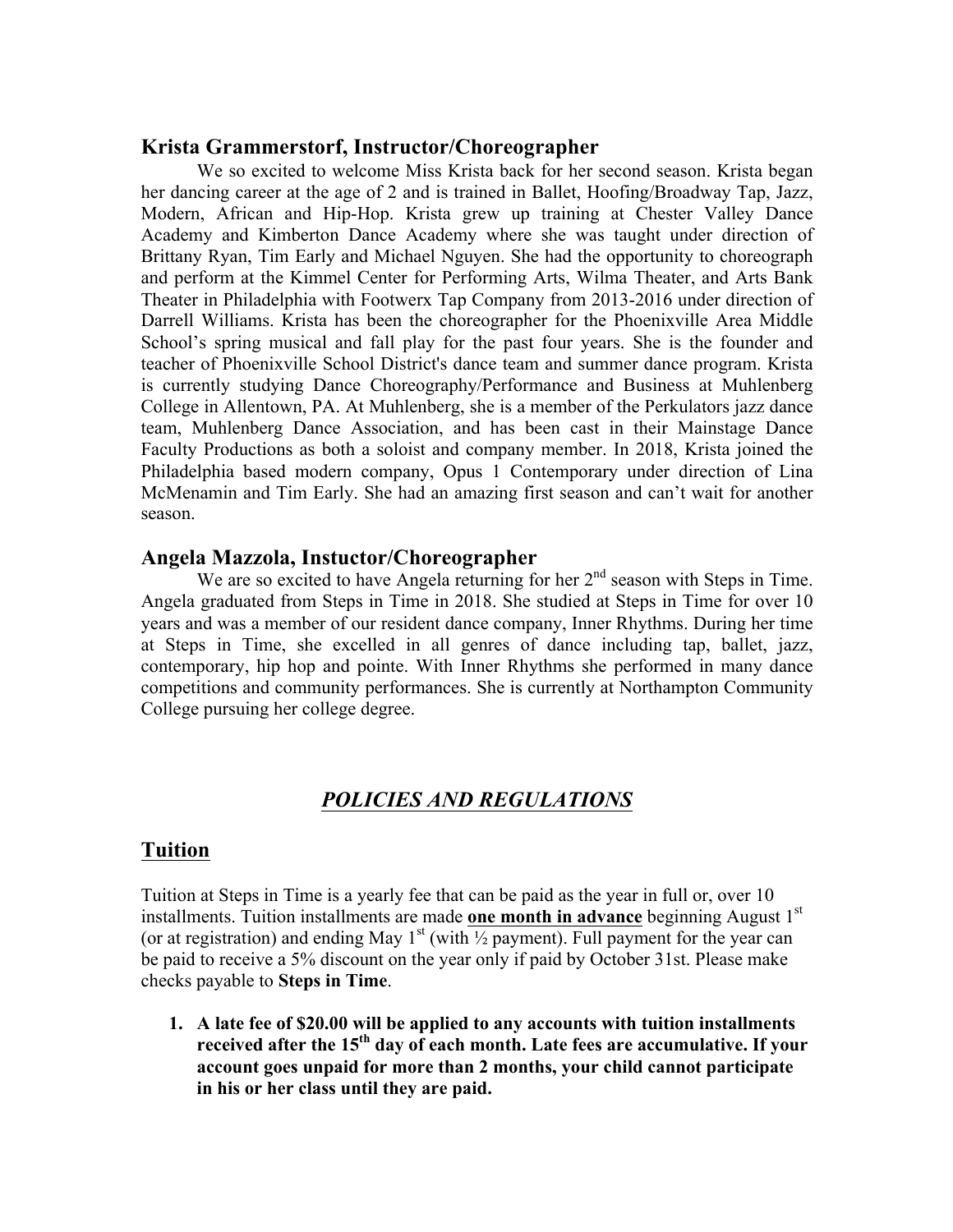### Krista Grammerstorf, Instructor/Choreographer

We so excited to welcome Miss Krista back for her second season. Krista began her dancing career at the age of 2 and is trained in Ballet, Hoofing/Broadway Tap, Jazz, Modern, African and Hip-Hop. Krista grew up training at Chester Valley Dance Academy and Kimberton Dance Academy where she was taught under direction of Brittany Ryan, Tim Early and Michael Nguyen. She had the opportunity to choreograph and perform at the Kimmel Center for Performing Arts, Wilma Theater, and Arts Bank Theater in Philadelphia with Footwerx Tap Company from 2013-2016 under direction of Darrell Williams. Krista has been the choreographer for the Phoenixville Area Middle School's spring musical and fall play for the past four years. She is the founder and teacher of Phoenixville School District's dance team and summer dance program. Krista is currently studying Dance Choreography/Performance and Business at Muhlenberg College in Allentown, PA. At Muhlenberg, she is a member of the Perkulators jazz dance team, Muhlenberg Dance Association, and has been cast in their Mainstage Dance Faculty Productions as both a soloist and company member. In 2018, Krista joined the Philadelphia based modern company, Opus 1 Contemporary under direction of Lina McMenamin and Tim Early. She had an amazing first season and can't wait for another season.

### Angela Mazzola, Instuctor/Choreographer

We are so excited to have Angela returning for her 2nd season with Steps in Time. Angela graduated from Steps in Time in 2018. She studied at Steps in Time for over 10 years and was a member of our resident dance company, Inner Rhythms. During her time at Steps in Time, she excelled in all genres of dance including tap, ballet, jazz, contemporary, hip hop and pointe. With Inner Rhythms she performed in many dance competitions and community performances. She is currently at Northampton Community College pursuing her college degree.

## *POLICIES AND REGULATIONS*

## Tuition

Tuition at Steps in Time is a yearly fee that can be paid as the year in full or, over 10 installments. Tuition installments are made **one month in advance** beginning August 1st (or at registration) and ending May 1st (with ½ payment). Full payment for the year can be paid to receive a 5% discount on the year only if paid by October 31st. Please make checks payable to **Steps in Time**.

1. **A late fee of $20.00 will be applied to any accounts with tuition installments received after the 15th day of each month. Late fees are accumulative. If your account goes unpaid for more than 2 months, your child cannot participate in his or her class until they are paid.**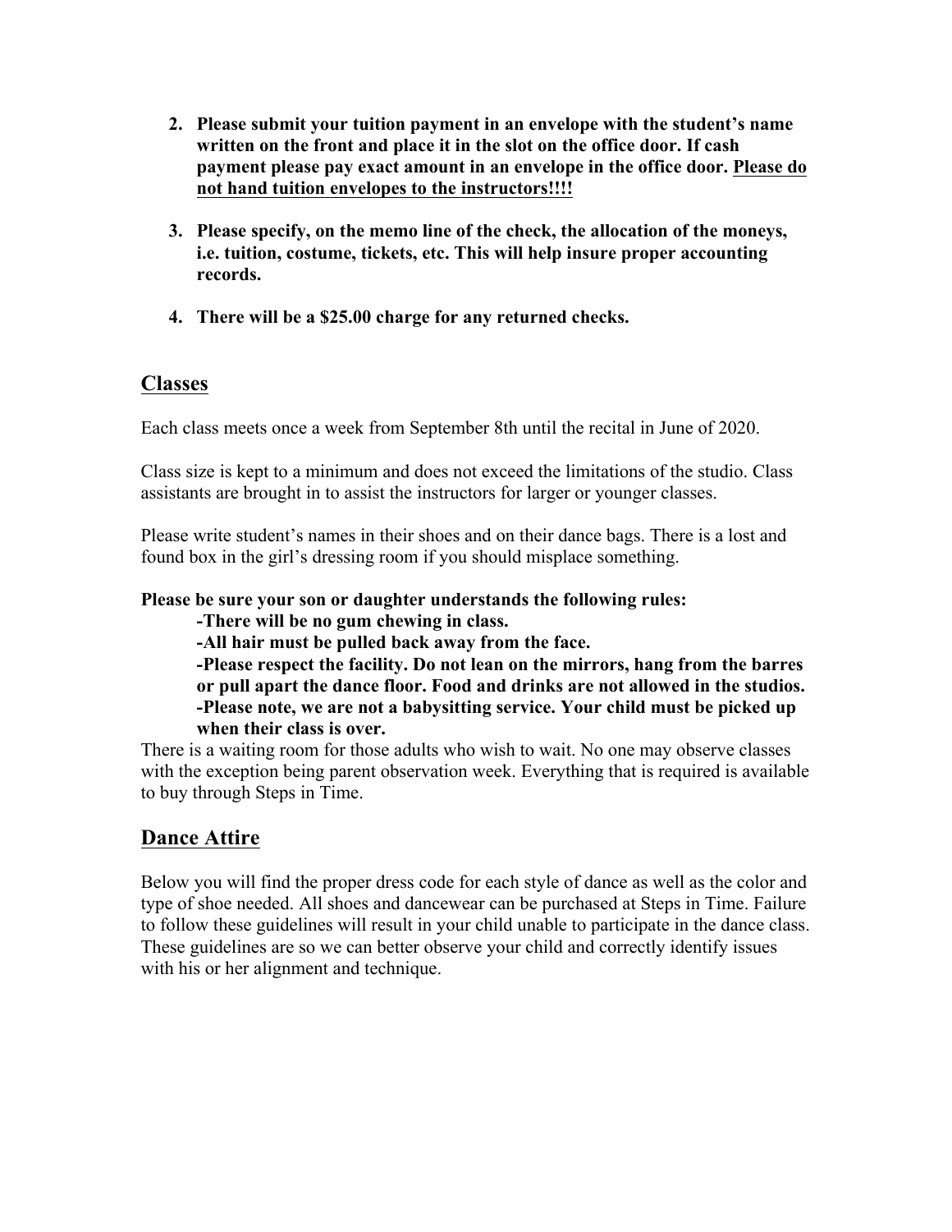2. **Please submit your tuition payment in an envelope with the student's name written on the front and place it in the slot on the office door. If cash payment please pay exact amount in an envelope in the office door. <u>Please do not hand tuition envelopes to the instructors!!!!</u>**

3. **Please specify, on the memo line of the check, the allocation of the moneys, i.e. tuition, costume, tickets, etc. This will help insure proper accounting records.**

4. **There will be a $25.00 charge for any returned checks.**

## <u>Classes</u>

Each class meets once a week from September 8th until the recital in June of 2020.

Class size is kept to a minimum and does not exceed the limitations of the studio. Class assistants are brought in to assist the instructors for larger or younger classes.

Please write student's names in their shoes and on their dance bags. There is a lost and found box in the girl's dressing room if you should misplace something.

**Please be sure your son or daughter understands the following rules:**

**-There will be no gum chewing in class.**

**-All hair must be pulled back away from the face.**

**-Please respect the facility. Do not lean on the mirrors, hang from the barres or pull apart the dance floor. Food and drinks are not allowed in the studios.**

**-Please note, we are not a babysitting service. Your child must be picked up when their class is over.**

There is a waiting room for those adults who wish to wait. No one may observe classes with the exception being parent observation week. Everything that is required is available to buy through Steps in Time.

## <u>Dance Attire</u>

Below you will find the proper dress code for each style of dance as well as the color and type of shoe needed. All shoes and dancewear can be purchased at Steps in Time. Failure to follow these guidelines will result in your child unable to participate in the dance class. These guidelines are so we can better observe your child and correctly identify issues with his or her alignment and technique.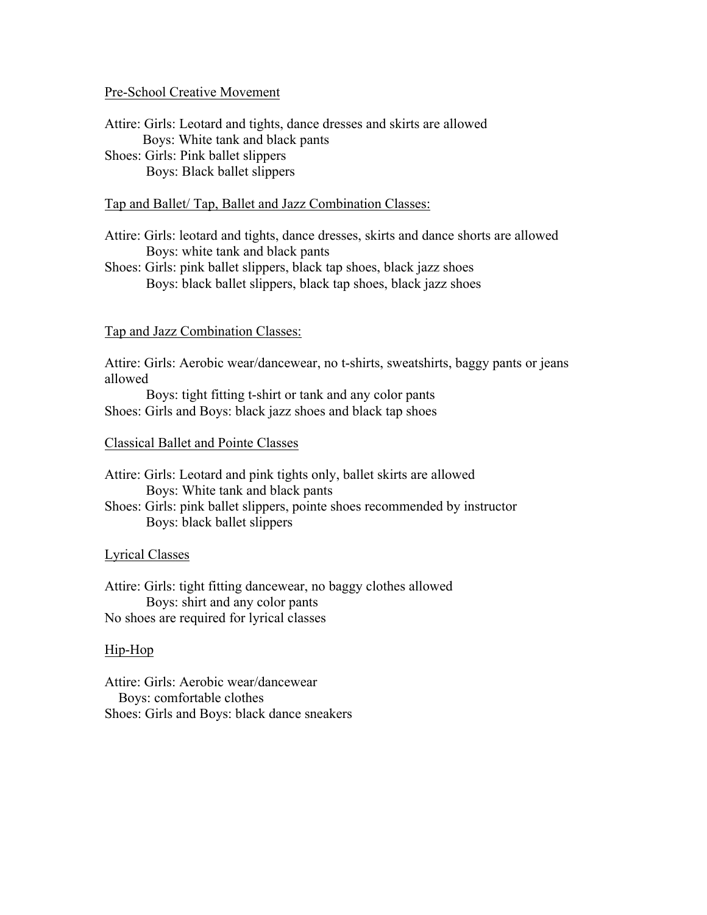## Pre-School Creative Movement

Attire: Girls: Leotard and tights, dance dresses and skirts are allowed
Boys: White tank and black pants
Shoes: Girls: Pink ballet slippers
Boys: Black ballet slippers

## Tap and Ballet/ Tap, Ballet and Jazz Combination Classes:

Attire: Girls: leotard and tights, dance dresses, skirts and dance shorts are allowed
Boys: white tank and black pants
Shoes: Girls: pink ballet slippers, black tap shoes, black jazz shoes
Boys: black ballet slippers, black tap shoes, black jazz shoes

## Tap and Jazz Combination Classes:

Attire: Girls: Aerobic wear/dancewear, no t-shirts, sweatshirts, baggy pants or jeans allowed
Boys: tight fitting t-shirt or tank and any color pants
Shoes: Girls and Boys: black jazz shoes and black tap shoes

## Classical Ballet and Pointe Classes

Attire: Girls: Leotard and pink tights only, ballet skirts are allowed
Boys: White tank and black pants
Shoes: Girls: pink ballet slippers, pointe shoes recommended by instructor
Boys: black ballet slippers

## Lyrical Classes

Attire: Girls: tight fitting dancewear, no baggy clothes allowed
Boys: shirt and any color pants
No shoes are required for lyrical classes

## Hip-Hop

Attire: Girls: Aerobic wear/dancewear
Boys: comfortable clothes
Shoes: Girls and Boys: black dance sneakers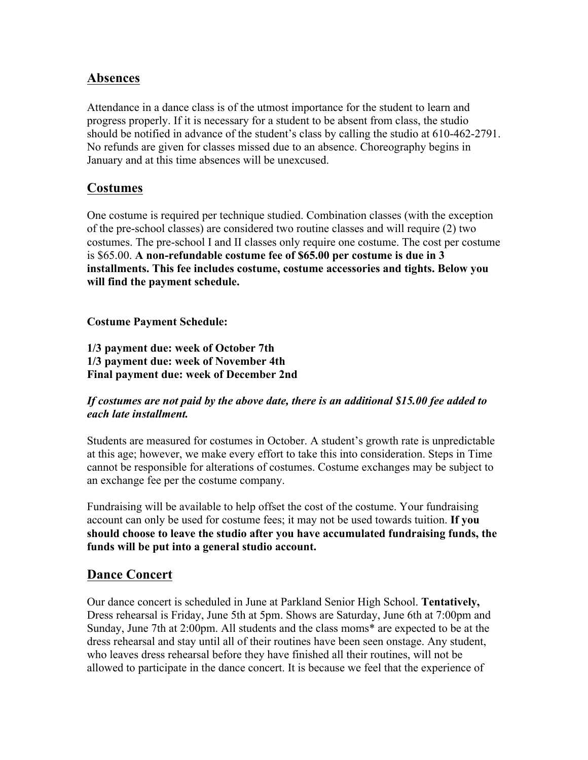## Absences

Attendance in a dance class is of the utmost importance for the student to learn and progress properly. If it is necessary for a student to be absent from class, the studio should be notified in advance of the student's class by calling the studio at 610-462-2791. No refunds are given for classes missed due to an absence. Choreography begins in January and at this time absences will be unexcused.

## Costumes

One costume is required per technique studied. Combination classes (with the exception of the pre-school classes) are considered two routine classes and will require (2) two costumes. The pre-school I and II classes only require one costume. The cost per costume is $65.00. **A non-refundable costume fee of $65.00 per costume is due in 3 installments. This fee includes costume, costume accessories and tights. Below you will find the payment schedule.**

**Costume Payment Schedule:**

**1/3 payment due: week of October 7th**
**1/3 payment due: week of November 4th**
**Final payment due: week of December 2nd**

***If costumes are not paid by the above date, there is an additional $15.00 fee added to each late installment.***

Students are measured for costumes in October. A student's growth rate is unpredictable at this age; however, we make every effort to take this into consideration. Steps in Time cannot be responsible for alterations of costumes. Costume exchanges may be subject to an exchange fee per the costume company.

Fundraising will be available to help offset the cost of the costume. Your fundraising account can only be used for costume fees; it may not be used towards tuition. **If you should choose to leave the studio after you have accumulated fundraising funds, the funds will be put into a general studio account.**

## Dance Concert

Our dance concert is scheduled in June at Parkland Senior High School. **Tentatively,** Dress rehearsal is Friday, June 5th at 5pm. Shows are Saturday, June 6th at 7:00pm and Sunday, June 7th at 2:00pm. All students and the class moms* are expected to be at the dress rehearsal and stay until all of their routines have been seen onstage. Any student, who leaves dress rehearsal before they have finished all their routines, will not be allowed to participate in the dance concert. It is because we feel that the experience of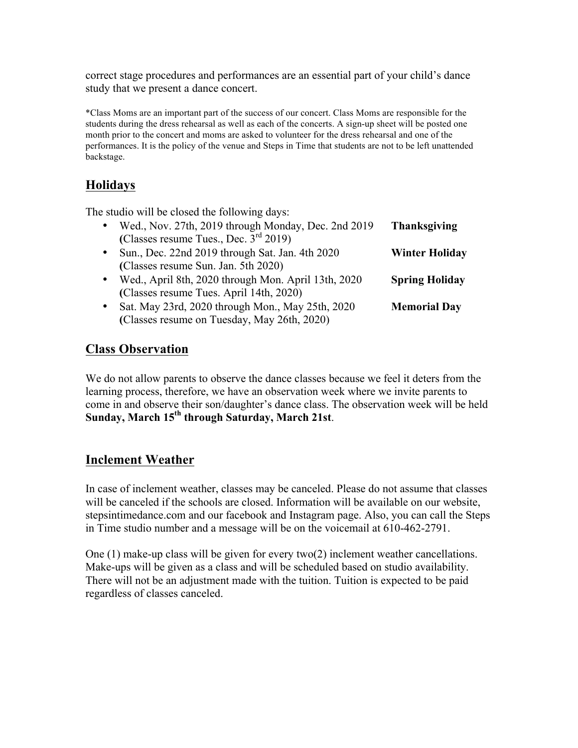correct stage procedures and performances are an essential part of your child's dance study that we present a dance concert.

*Class Moms are an important part of the success of our concert. Class Moms are responsible for the students during the dress rehearsal as well as each of the concerts. A sign-up sheet will be posted one month prior to the concert and moms are asked to volunteer for the dress rehearsal and one of the performances. It is the policy of the venue and Steps in Time that students are not to be left unattended backstage.

## Holidays

The studio will be closed the following days:

- Wed., Nov. 27th, 2019 through Monday, Dec. 2nd 2019 **Thanksgiving**
  (Classes resume Tues., Dec. 3rd 2019)
- Sun., Dec. 22nd 2019 through Sat. Jan. 4th 2020 **Winter Holiday**
  (Classes resume Sun. Jan. 5th 2020)
- Wed., April 8th, 2020 through Mon. April 13th, 2020 **Spring Holiday**
  (Classes resume Tues. April 14th, 2020)
- Sat. May 23rd, 2020 through Mon., May 25th, 2020 **Memorial Day**
  (Classes resume on Tuesday, May 26th, 2020)

## Class Observation

We do not allow parents to observe the dance classes because we feel it deters from the learning process, therefore, we have an observation week where we invite parents to come in and observe their son/daughter's dance class. The observation week will be held **Sunday, March 15th through Saturday, March 21st**.

## Inclement Weather

In case of inclement weather, classes may be canceled. Please do not assume that classes will be canceled if the schools are closed. Information will be available on our website, stepsintimedance.com and our facebook and Instagram page. Also, you can call the Steps in Time studio number and a message will be on the voicemail at 610-462-2791.

One (1) make-up class will be given for every two(2) inclement weather cancellations. Make-ups will be given as a class and will be scheduled based on studio availability. There will not be an adjustment made with the tuition. Tuition is expected to be paid regardless of classes canceled.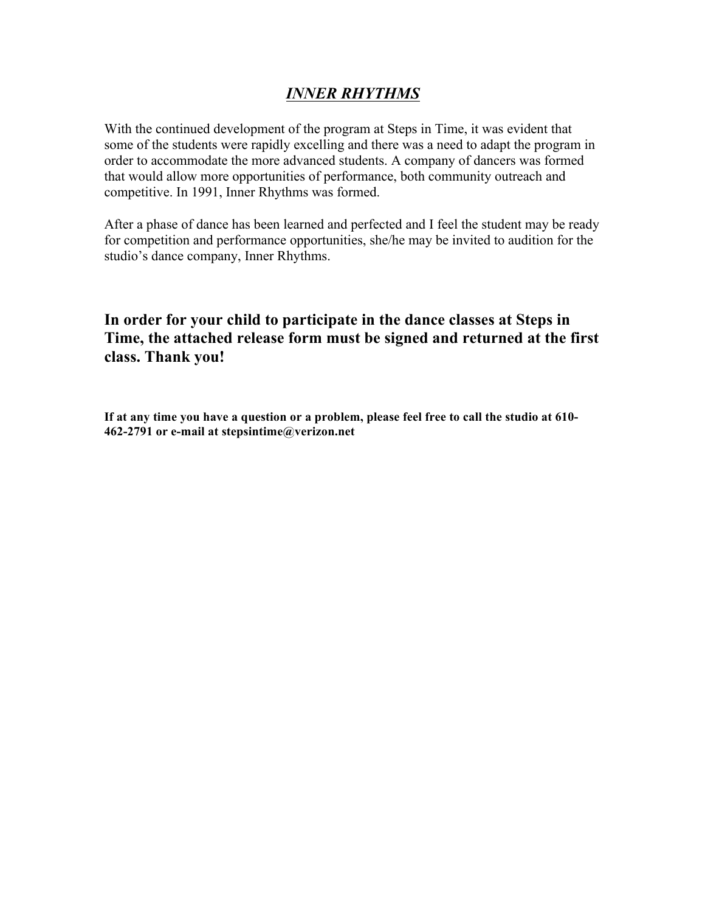## ***INNER RHYTHMS***

With the continued development of the program at Steps in Time, it was evident that some of the students were rapidly excelling and there was a need to adapt the program in order to accommodate the more advanced students. A company of dancers was formed that would allow more opportunities of performance, both community outreach and competitive. In 1991, Inner Rhythms was formed.

After a phase of dance has been learned and perfected and I feel the student may be ready for competition and performance opportunities, she/he may be invited to audition for the studio's dance company, Inner Rhythms.

### **In order for your child to participate in the dance classes at Steps in Time, the attached release form must be signed and returned at the first class. Thank you!**

**If at any time you have a question or a problem, please feel free to call the studio at 610-462-2791 or e-mail at stepsintime@verizon.net**